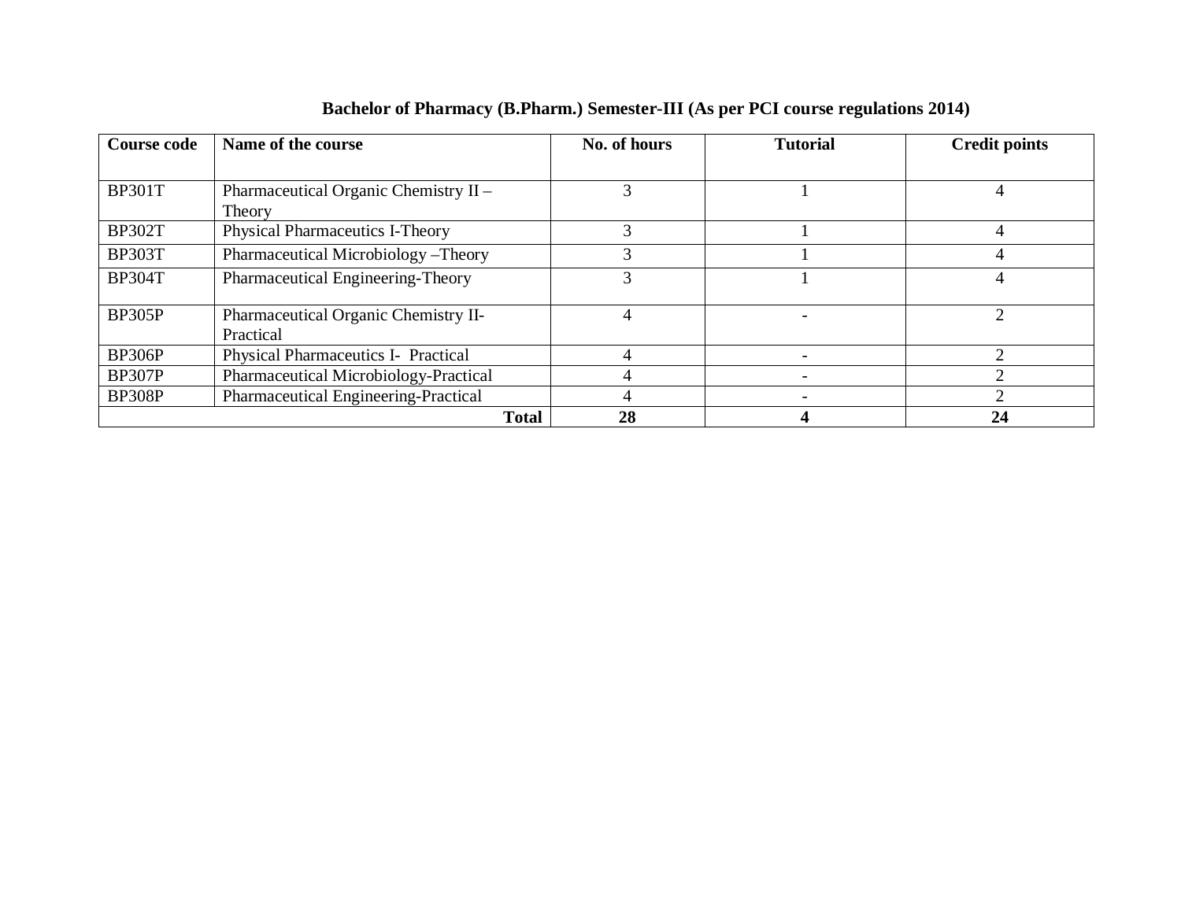**Bachelor of Pharmacy (B.Pharm.) Semester-III (As per PCI course regulations 2014)**

| Course code | Name of the course | No. of hours | Tutorial | Credit points |
|---|---|---|---|---|
| BP301T | Pharmaceutical Organic Chemistry II – Theory | 3 | 1 | 4 |
| BP302T | Physical Pharmaceutics I-Theory | 3 | 1 | 4 |
| BP303T | Pharmaceutical Microbiology –Theory | 3 | 1 | 4 |
| BP304T | Pharmaceutical Engineering-Theory | 3 | 1 | 4 |
| BP305P | Pharmaceutical Organic Chemistry II-Practical | 4 | - | 2 |
| BP306P | Physical Pharmaceutics I- Practical | 4 | - | 2 |
| BP307P | Pharmaceutical Microbiology-Practical | 4 | - | 2 |
| BP308P | Pharmaceutical Engineering-Practical | 4 | - | 2 |
| | **Total** | **28** | **4** | **24** |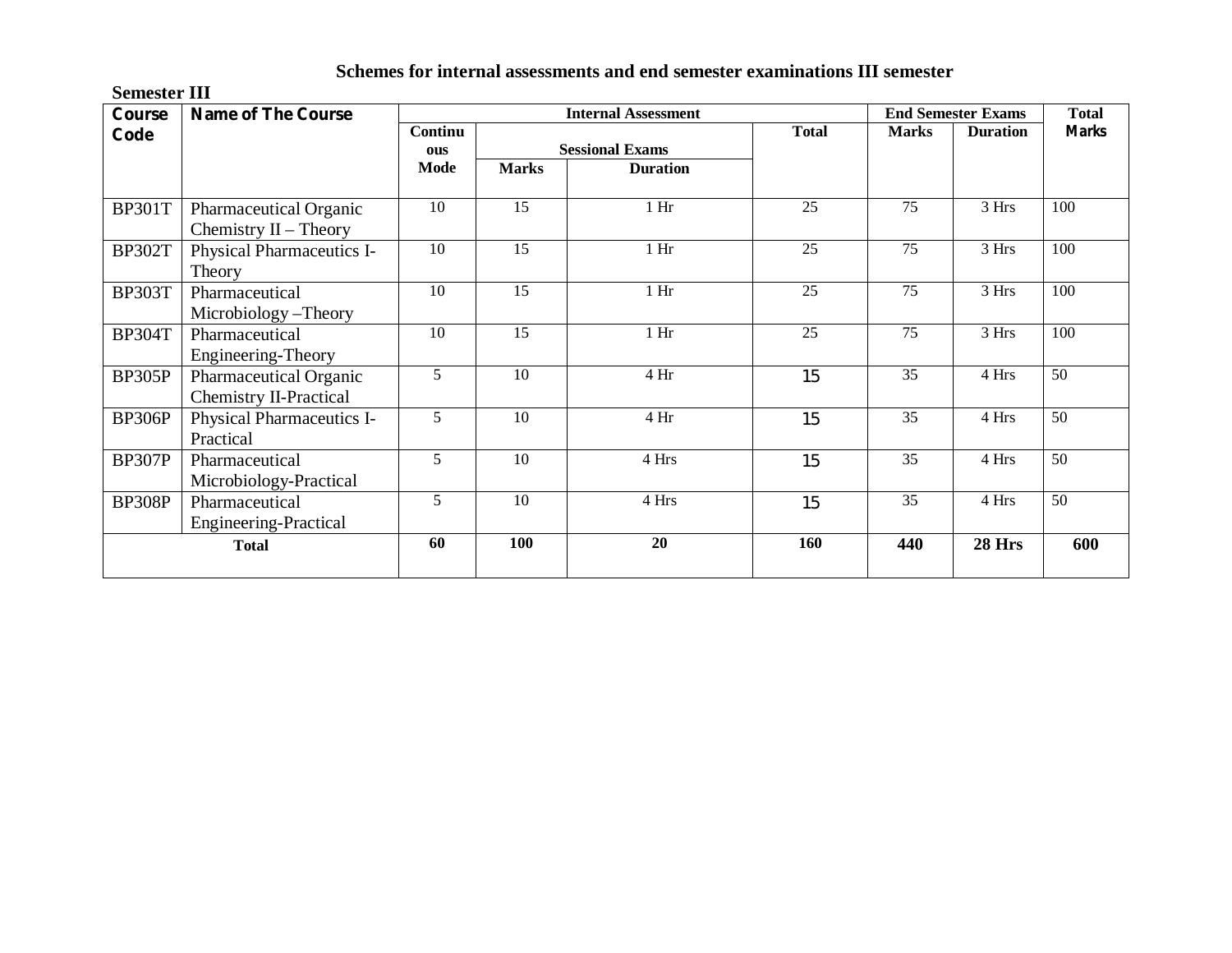### Schemes for internal assessments and end semester examinations III semester

**Semester III**

| Course Code | Name of The Course | Internal Assessment | | | | End Semester Exams | | Total Marks |
|---|---|---|---|---|---|---|---|---|
| | | Continuous Mode | Sessional Exams | | Total | Marks | Duration | |
| | | | Marks | Duration | | | | |
| BP301T | Pharmaceutical Organic Chemistry II – Theory | 10 | 15 | 1 Hr | 25 | 75 | 3 Hrs | 100 |
| BP302T | Physical Pharmaceutics I- Theory | 10 | 15 | 1 Hr | 25 | 75 | 3 Hrs | 100 |
| BP303T | Pharmaceutical Microbiology –Theory | 10 | 15 | 1 Hr | 25 | 75 | 3 Hrs | 100 |
| BP304T | Pharmaceutical Engineering-Theory | 10 | 15 | 1 Hr | 25 | 75 | 3 Hrs | 100 |
| BP305P | Pharmaceutical Organic Chemistry II-Practical | 5 | 10 | 4 Hr | 15 | 35 | 4 Hrs | 50 |
| BP306P | Physical Pharmaceutics I- Practical | 5 | 10 | 4 Hr | 15 | 35 | 4 Hrs | 50 |
| BP307P | Pharmaceutical Microbiology-Practical | 5 | 10 | 4 Hrs | 15 | 35 | 4 Hrs | 50 |
| BP308P | Pharmaceutical Engineering-Practical | 5 | 10 | 4 Hrs | 15 | 35 | 4 Hrs | 50 |
| **Total** | | **60** | **100** | **20** | **160** | **440** | **28 Hrs** | **600** |